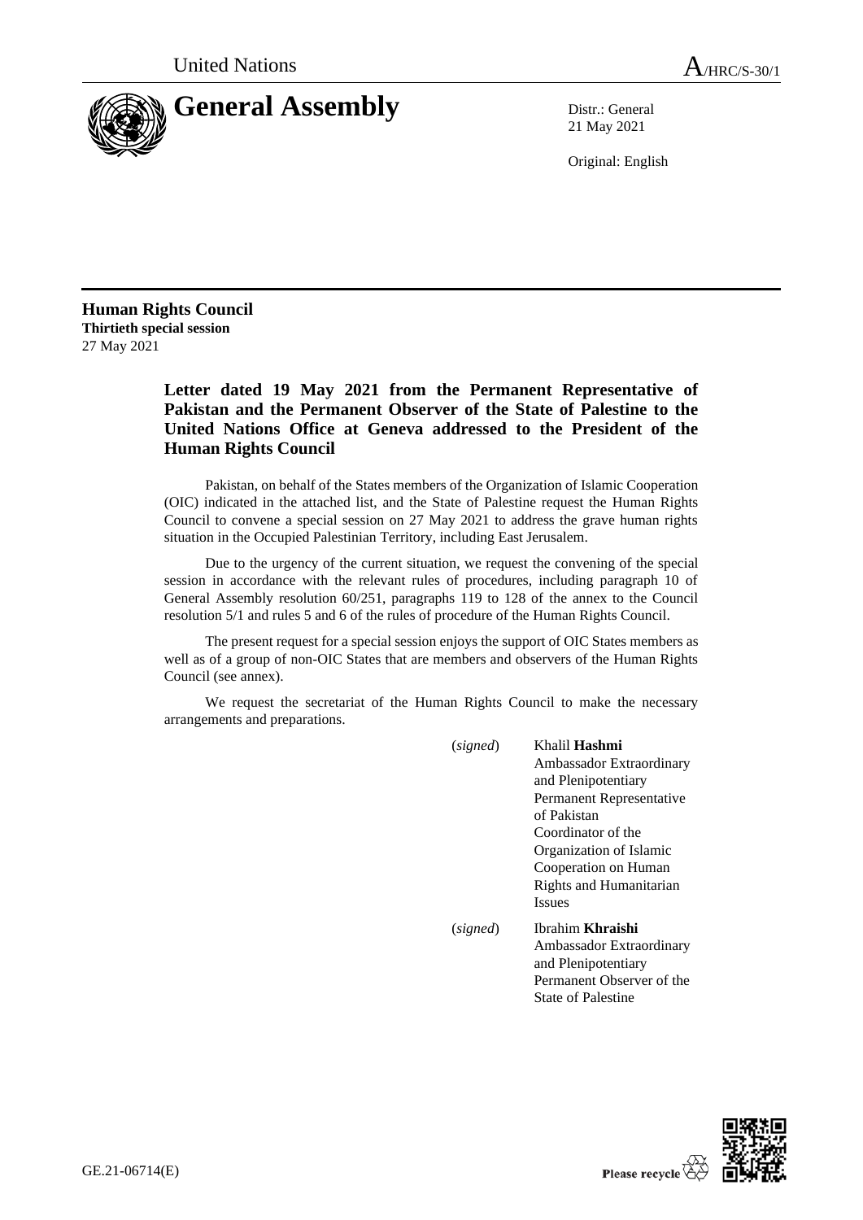United Nations

# General Assembly

A/HRC/S-30/1

Distr.: General
21 May 2021

Original: English

**Human Rights Council**
**Thirtieth special session**
27 May 2021

## Letter dated 19 May 2021 from the Permanent Representative of Pakistan and the Permanent Observer of the State of Palestine to the United Nations Office at Geneva addressed to the President of the Human Rights Council

Pakistan, on behalf of the States members of the Organization of Islamic Cooperation (OIC) indicated in the attached list, and the State of Palestine request the Human Rights Council to convene a special session on 27 May 2021 to address the grave human rights situation in the Occupied Palestinian Territory, including East Jerusalem.

Due to the urgency of the current situation, we request the convening of the special session in accordance with the relevant rules of procedures, including paragraph 10 of General Assembly resolution 60/251, paragraphs 119 to 128 of the annex to the Council resolution 5/1 and rules 5 and 6 of the rules of procedure of the Human Rights Council.

The present request for a special session enjoys the support of OIC States members as well as of a group of non-OIC States that are members and observers of the Human Rights Council (see annex).

We request the secretariat of the Human Rights Council to make the necessary arrangements and preparations.

(*signed*) Khalil **Hashmi**
Ambassador Extraordinary and Plenipotentiary
Permanent Representative of Pakistan
Coordinator of the Organization of Islamic Cooperation on Human Rights and Humanitarian Issues

(*signed*) Ibrahim **Khraishi**
Ambassador Extraordinary and Plenipotentiary
Permanent Observer of the State of Palestine

GE.21-06714(E)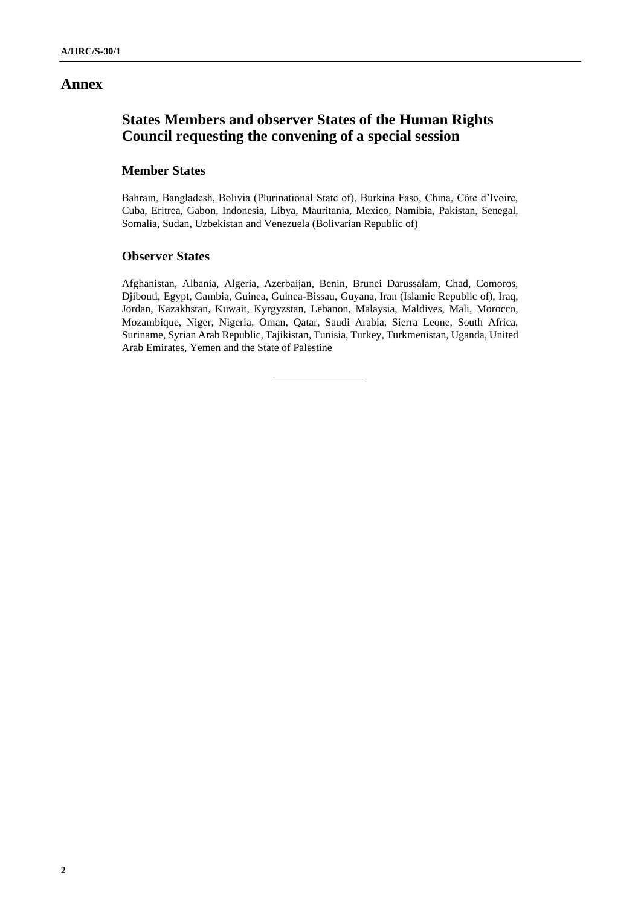# Annex

## States Members and observer States of the Human Rights Council requesting the convening of a special session

### Member States

Bahrain, Bangladesh, Bolivia (Plurinational State of), Burkina Faso, China, Côte d'Ivoire, Cuba, Eritrea, Gabon, Indonesia, Libya, Mauritania, Mexico, Namibia, Pakistan, Senegal, Somalia, Sudan, Uzbekistan and Venezuela (Bolivarian Republic of)

### Observer States

Afghanistan, Albania, Algeria, Azerbaijan, Benin, Brunei Darussalam, Chad, Comoros, Djibouti, Egypt, Gambia, Guinea, Guinea-Bissau, Guyana, Iran (Islamic Republic of), Iraq, Jordan, Kazakhstan, Kuwait, Kyrgyzstan, Lebanon, Malaysia, Maldives, Mali, Morocco, Mozambique, Niger, Nigeria, Oman, Qatar, Saudi Arabia, Sierra Leone, South Africa, Suriname, Syrian Arab Republic, Tajikistan, Tunisia, Turkey, Turkmenistan, Uganda, United Arab Emirates, Yemen and the State of Palestine